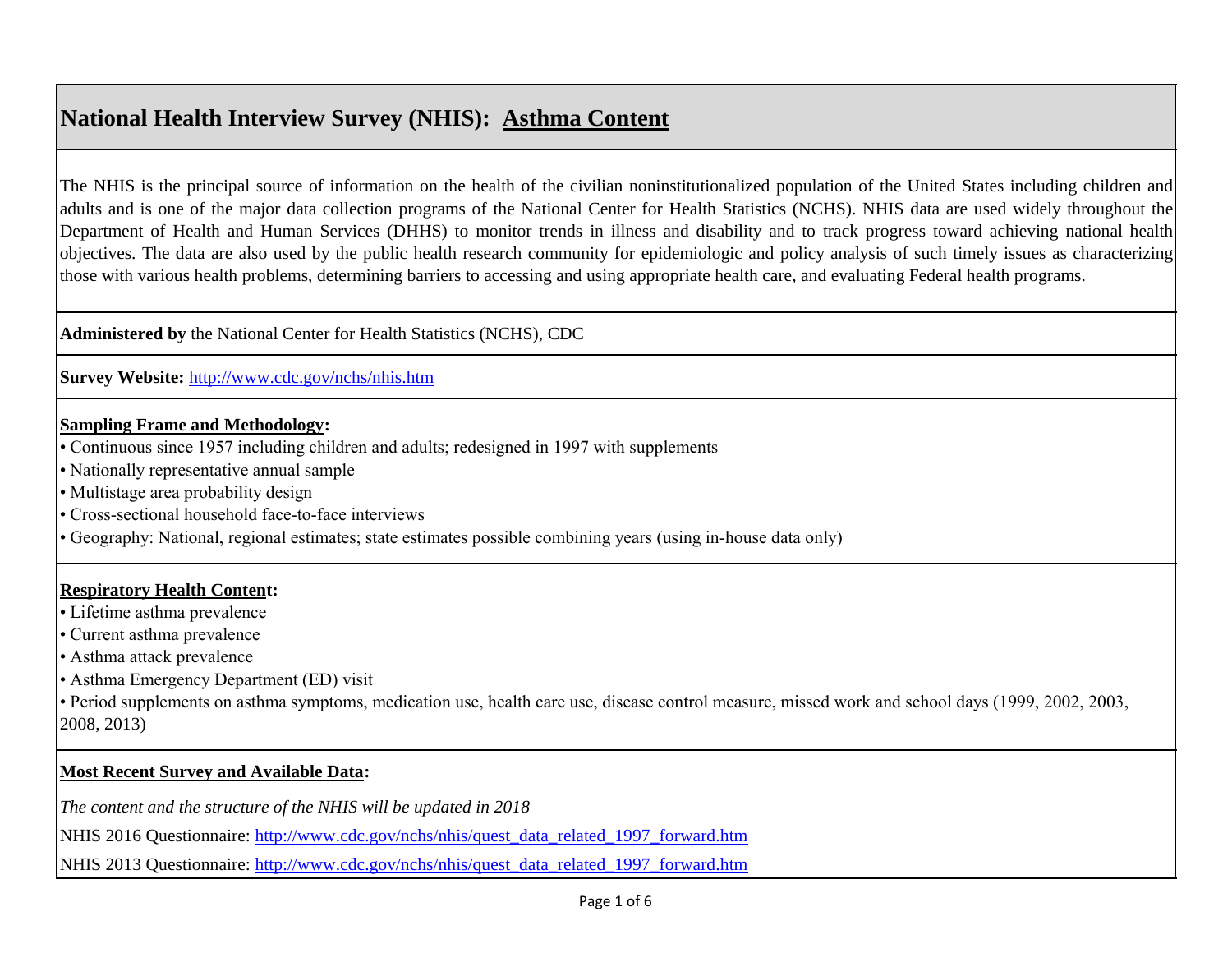# National Health Interview Survey (NHIS): Asthma Content

The NHIS is the principal source of information on the health of the civilian noninstitutionalized population of the United States including children and adults and is one of the major data collection programs of the National Center for Health Statistics (NCHS). NHIS data are used widely throughout the Department of Health and Human Services (DHHS) to monitor trends in illness and disability and to track progress toward achieving national health objectives. The data are also used by the public health research community for epidemiologic and policy analysis of such timely issues as characterizing those with various health problems, determining barriers to accessing and using appropriate health care, and evaluating Federal health programs.

**Administered by** the National Center for Health Statistics (NCHS), CDC

**Survey Website:** [http://www.cdc.gov/nchs/nhis.htm](http://www.cdc.gov/nchs/nhis.htm)

**Sampling Frame and Methodology:**

- Continuous since 1957 including children and adults; redesigned in 1997 with supplements
- Nationally representative annual sample
- Multistage area probability design
- Cross-sectional household face-to-face interviews
- Geography: National, regional estimates; state estimates possible combining years (using in-house data only)

**Respiratory Health Content:**

- Lifetime asthma prevalence
- Current asthma prevalence
- Asthma attack prevalence
- Asthma Emergency Department (ED) visit
- Period supplements on asthma symptoms, medication use, health care use, disease control measure, missed work and school days (1999, 2002, 2003, 2008, 2013)

**Most Recent Survey and Available Data:**

*The content and the structure of the NHIS will be updated in 2018*

NHIS 2016 Questionnaire: [http://www.cdc.gov/nchs/nhis/quest_data_related_1997_forward.htm](http://www.cdc.gov/nchs/nhis/quest_data_related_1997_forward.htm)

NHIS 2013 Questionnaire: [http://www.cdc.gov/nchs/nhis/quest_data_related_1997_forward.htm](http://www.cdc.gov/nchs/nhis/quest_data_related_1997_forward.htm)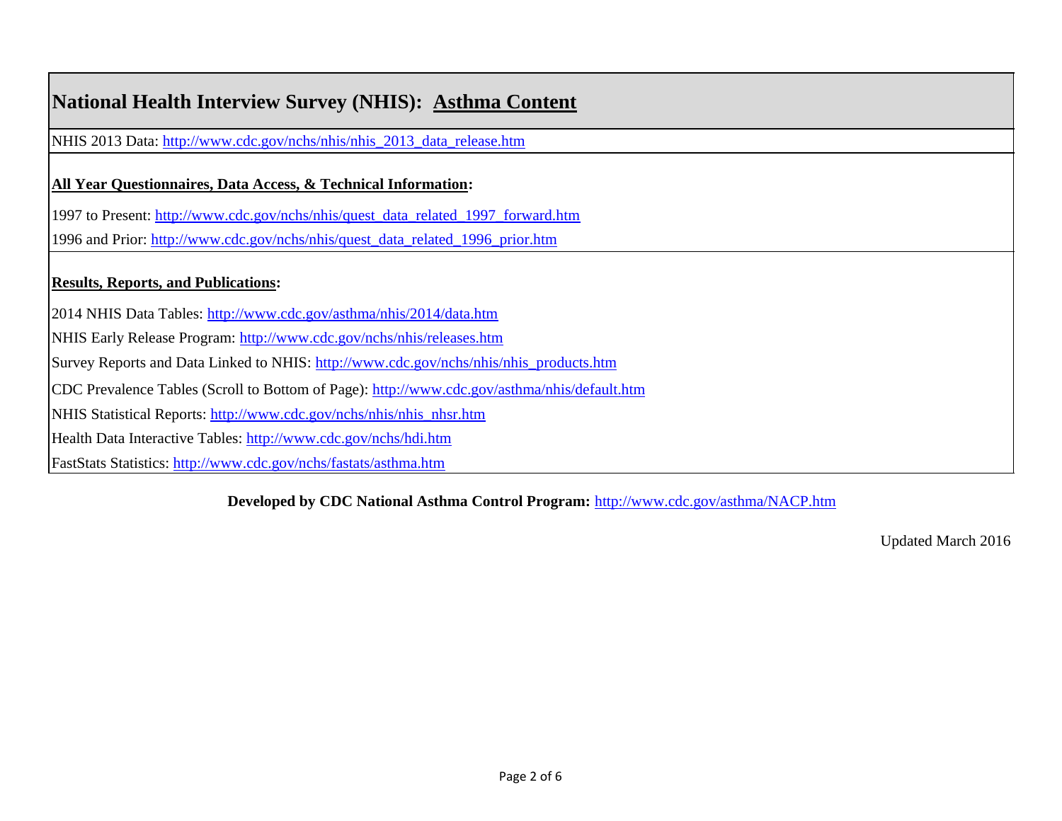# National Health Interview Survey (NHIS): Asthma Content

NHIS 2013 Data: http://www.cdc.gov/nchs/nhis/nhis_2013_data_release.htm

**All Year Questionnaires, Data Access, & Technical Information:**

1997 to Present: http://www.cdc.gov/nchs/nhis/quest_data_related_1997_forward.htm

1996 and Prior: http://www.cdc.gov/nchs/nhis/quest_data_related_1996_prior.htm

**Results, Reports, and Publications:**

2014 NHIS Data Tables: http://www.cdc.gov/asthma/nhis/2014/data.htm

NHIS Early Release Program: http://www.cdc.gov/nchs/nhis/releases.htm

Survey Reports and Data Linked to NHIS: http://www.cdc.gov/nchs/nhis/nhis_products.htm

CDC Prevalence Tables (Scroll to Bottom of Page): http://www.cdc.gov/asthma/nhis/default.htm

NHIS Statistical Reports: http://www.cdc.gov/nchs/nhis/nhis_nhsr.htm

Health Data Interactive Tables: http://www.cdc.gov/nchs/hdi.htm

FastStats Statistics: http://www.cdc.gov/nchs/fastats/asthma.htm

**Developed by CDC National Asthma Control Program:** http://www.cdc.gov/asthma/NACP.htm

Updated March 2016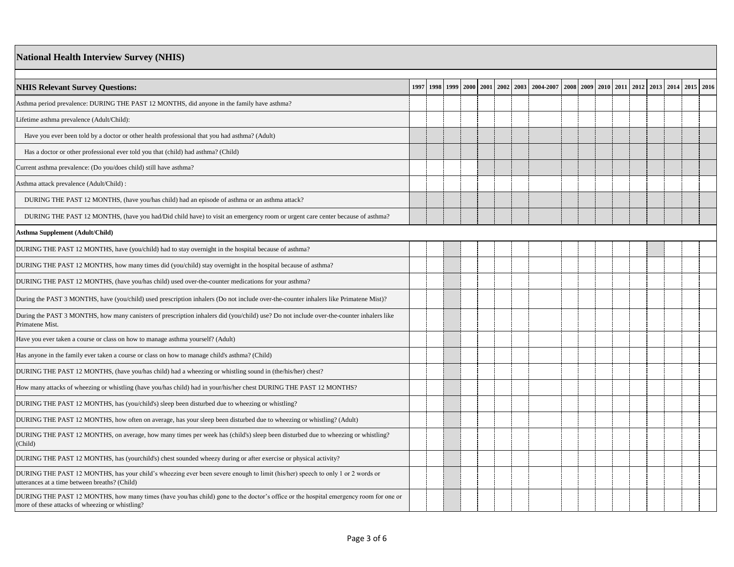## National Health Interview Survey (NHIS)

| NHIS Relevant Survey Questions: | 1997 | 1998 | 1999 | 2000 | 2001 | 2002 | 2003 | 2004-2007 | 2008 | 2009 | 2010 | 2011 | 2012 | 2013 | 2014 | 2015 | 2016 |
|---|---|---|---|---|---|---|---|---|---|---|---|---|---|---|---|---|---|
| Asthma period prevalence: DURING THE PAST 12 MONTHS, did anyone in the family have asthma? | | | | | | | | | | | | | | | | | |
| Lifetime asthma prevalence (Adult/Child): | | | | | | | | | | | | | | | | | |
| Have you ever been told by a doctor or other health professional that you had asthma? (Adult) | | | | | | | | | | | | | | | | | |
| Has a doctor or other professional ever told you that (child) had asthma? (Child) | | | | | | | | | | | | | | | | | |
| Current asthma prevalence: (Do you/does child) still have asthma? | | | | | | | | | | | | | | | | | |
| Asthma attack prevalence (Adult/Child) : | | | | | | | | | | | | | | | | | |
| DURING THE PAST 12 MONTHS, (have you/has child) had an episode of asthma or an asthma attack? | | | | | | | | | | | | | | | | | |
| DURING THE PAST 12 MONTHS, (have you had/Did child have) to visit an emergency room or urgent care center because of asthma? | | | | | | | | | | | | | | | | | |
| **Asthma Supplement (Adult/Child)** | | | | | | | | | | | | | | | | | |
| DURING THE PAST 12 MONTHS, have (you/child) had to stay overnight in the hospital because of asthma? | | | | | | | | | | | | | | | | | |
| DURING THE PAST 12 MONTHS, how many times did (you/child) stay overnight in the hospital because of asthma? | | | | | | | | | | | | | | | | | |
| DURING THE PAST 12 MONTHS, (have you/has child) used over-the-counter medications for your asthma? | | | | | | | | | | | | | | | | | |
| During the PAST 3 MONTHS, have (you/child) used prescription inhalers (Do not include over-the-counter inhalers like Primatene Mist)? | | | | | | | | | | | | | | | | | |
| During the PAST 3 MONTHS, how many canisters of prescription inhalers did (you/child) use? Do not include over-the-counter inhalers like Primatene Mist. | | | | | | | | | | | | | | | | | |
| Have you ever taken a course or class on how to manage asthma yourself? (Adult) | | | | | | | | | | | | | | | | | |
| Has anyone in the family ever taken a course or class on how to manage child's asthma? (Child) | | | | | | | | | | | | | | | | | |
| DURING THE PAST 12 MONTHS, (have you/has child) had a wheezing or whistling sound in (the/his/her) chest? | | | | | | | | | | | | | | | | | |
| How many attacks of wheezing or whistling (have you/has child) had in your/his/her chest DURING THE PAST 12 MONTHS? | | | | | | | | | | | | | | | | | |
| DURING THE PAST 12 MONTHS, has (you/child's) sleep been disturbed due to wheezing or whistling? | | | | | | | | | | | | | | | | | |
| DURING THE PAST 12 MONTHS, how often on average, has your sleep been disturbed due to wheezing or whistling? (Adult) | | | | | | | | | | | | | | | | | |
| DURING THE PAST 12 MONTHS, on average, how many times per week has (child's) sleep been disturbed due to wheezing or whistling? (Child) | | | | | | | | | | | | | | | | | |
| DURING THE PAST 12 MONTHS, has (yourchild's) chest sounded wheezy during or after exercise or physical activity? | | | | | | | | | | | | | | | | | |
| DURING THE PAST 12 MONTHS, has your child's wheezing ever been severe enough to limit (his/her) speech to only 1 or 2 words or utterances at a time between breaths? (Child) | | | | | | | | | | | | | | | | | |
| DURING THE PAST 12 MONTHS, how many times (have you/has child) gone to the doctor's office or the hospital emergency room for one or more of these attacks of wheezing or whistling? | | | | | | | | | | | | | | | | | |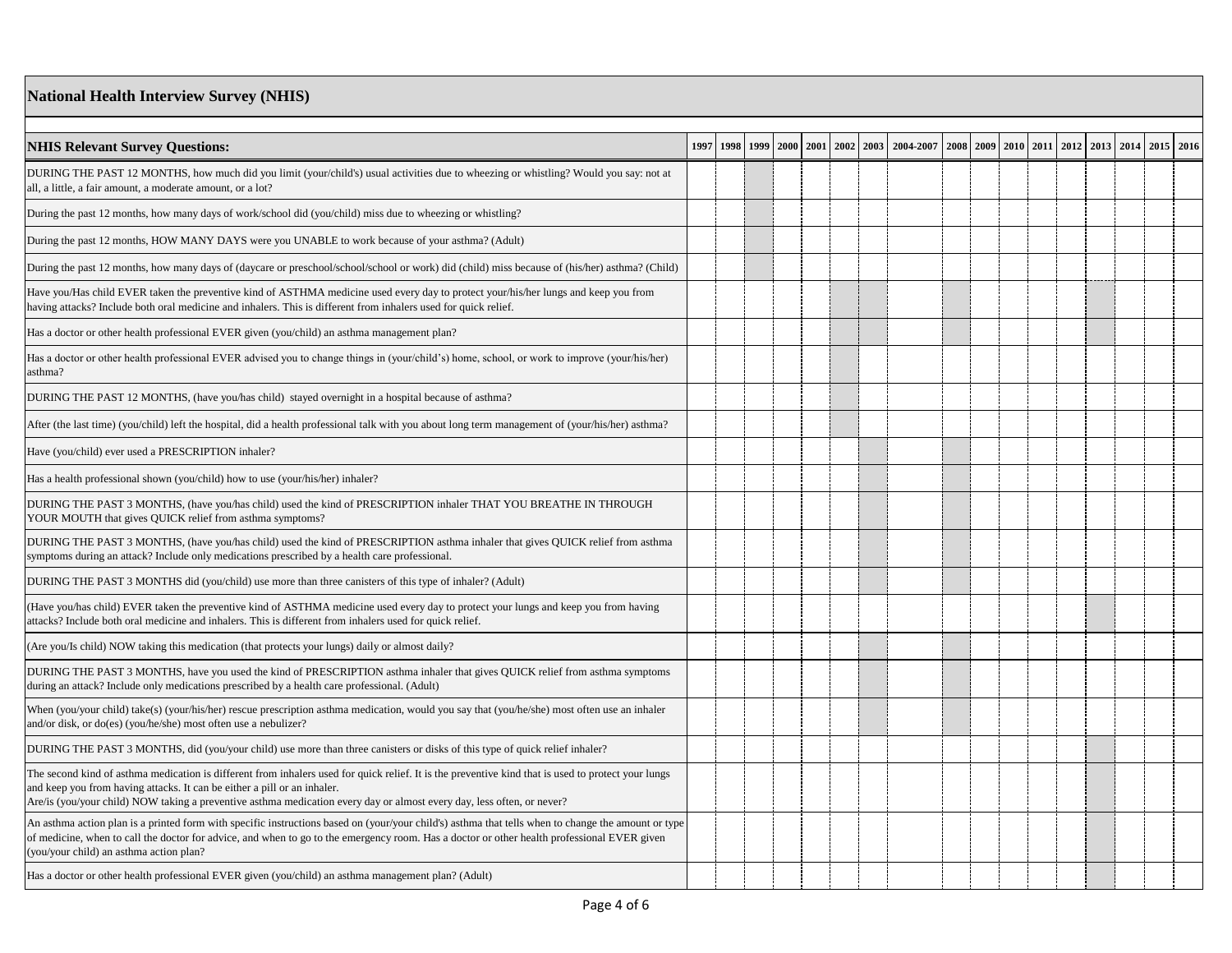# National Health Interview Survey (NHIS)

| NHIS Relevant Survey Questions: | 1997 | 1998 | 1999 | 2000 | 2001 | 2002 | 2003 | 2004-2007 | 2008 | 2009 | 2010 | 2011 | 2012 | 2013 | 2014 | 2015 | 2016 |
|---|---|---|---|---|---|---|---|---|---|---|---|---|---|---|---|---|---|
| DURING THE PAST 12 MONTHS, how much did you limit (your/child's) usual activities due to wheezing or whistling? Would you say: not at all, a little, a fair amount, a moderate amount, or a lot? | | | | | | | | | | | | | | | | | |
| During the past 12 months, how many days of work/school did (you/child) miss due to wheezing or whistling? | | | | | | | | | | | | | | | | | |
| During the past 12 months, HOW MANY DAYS were you UNABLE to work because of your asthma? (Adult) | | | | | | | | | | | | | | | | | |
| During the past 12 months, how many days of (daycare or preschool/school/school or work) did (child) miss because of (his/her) asthma? (Child) | | | | | | | | | | | | | | | | | |
| Have you/Has child EVER taken the preventive kind of ASTHMA medicine used every day to protect your/his/her lungs and keep you from having attacks? Include both oral medicine and inhalers. This is different from inhalers used for quick relief. | | | | | | | | | | | | | | | | | |
| Has a doctor or other health professional EVER given (you/child) an asthma management plan? | | | | | | | | | | | | | | | | | |
| Has a doctor or other health professional EVER advised you to change things in (your/child's) home, school, or work to improve (your/his/her) asthma? | | | | | | | | | | | | | | | | | |
| DURING THE PAST 12 MONTHS, (have you/has child) stayed overnight in a hospital because of asthma? | | | | | | | | | | | | | | | | | |
| After (the last time) (you/child) left the hospital, did a health professional talk with you about long term management of (your/his/her) asthma? | | | | | | | | | | | | | | | | | |
| Have (you/child) ever used a PRESCRIPTION inhaler? | | | | | | | | | | | | | | | | | |
| Has a health professional shown (you/child) how to use (your/his/her) inhaler? | | | | | | | | | | | | | | | | | |
| DURING THE PAST 3 MONTHS, (have you/has child) used the kind of PRESCRIPTION inhaler THAT YOU BREATHE IN THROUGH YOUR MOUTH that gives QUICK relief from asthma symptoms? | | | | | | | | | | | | | | | | | |
| DURING THE PAST 3 MONTHS, (have you/has child) used the kind of PRESCRIPTION asthma inhaler that gives QUICK relief from asthma symptoms during an attack? Include only medications prescribed by a health care professional. | | | | | | | | | | | | | | | | | |
| DURING THE PAST 3 MONTHS did (you/child) use more than three canisters of this type of inhaler? (Adult) | | | | | | | | | | | | | | | | | |
| (Have you/has child) EVER taken the preventive kind of ASTHMA medicine used every day to protect your lungs and keep you from having attacks? Include both oral medicine and inhalers. This is different from inhalers used for quick relief. | | | | | | | | | | | | | | | | | |
| (Are you/Is child) NOW taking this medication (that protects your lungs) daily or almost daily? | | | | | | | | | | | | | | | | | |
| DURING THE PAST 3 MONTHS, have you used the kind of PRESCRIPTION asthma inhaler that gives QUICK relief from asthma symptoms during an attack? Include only medications prescribed by a health care professional. (Adult) | | | | | | | | | | | | | | | | | |
| When (you/your child) take(s) (your/his/her) rescue prescription asthma medication, would you say that (you/he/she) most often use an inhaler and/or disk, or do(es) (you/he/she) most often use a nebulizer? | | | | | | | | | | | | | | | | | |
| DURING THE PAST 3 MONTHS, did (you/your child) use more than three canisters or disks of this type of quick relief inhaler? | | | | | | | | | | | | | | | | | |
| The second kind of asthma medication is different from inhalers used for quick relief. It is the preventive kind that is used to protect your lungs and keep you from having attacks. It can be either a pill or an inhaler. Are/is (you/your child) NOW taking a preventive asthma medication every day or almost every day, less often, or never? | | | | | | | | | | | | | | | | | |
| An asthma action plan is a printed form with specific instructions based on (your/your child's) asthma that tells when to change the amount or type of medicine, when to call the doctor for advice, and when to go to the emergency room. Has a doctor or other health professional EVER given (you/your child) an asthma action plan? | | | | | | | | | | | | | | | | | |
| Has a doctor or other health professional EVER given (you/child) an asthma management plan? (Adult) | | | | | | | | | | | | | | | | | |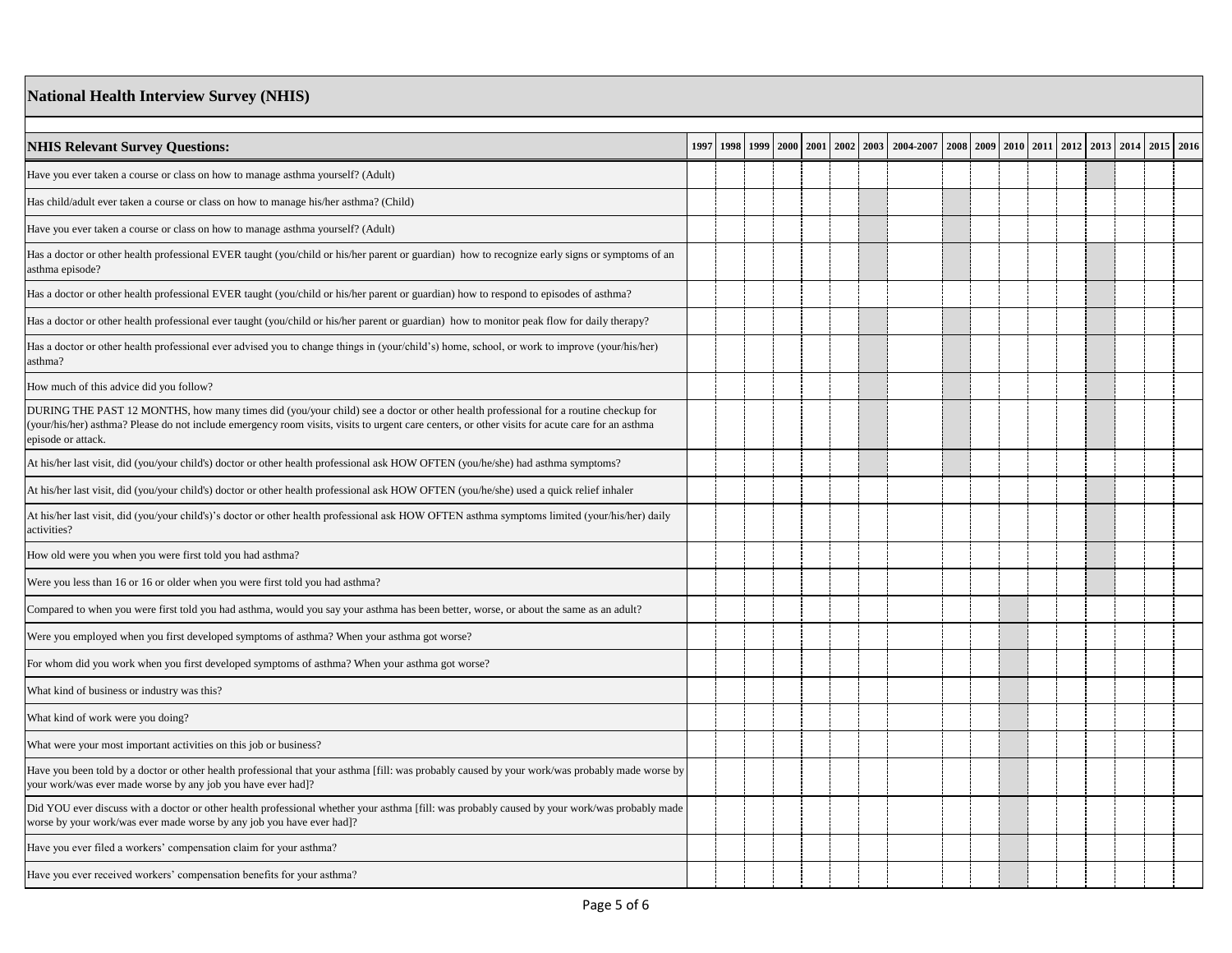## National Health Interview Survey (NHIS)

Shaded cells in the source table are marked with X.

| NHIS Relevant Survey Questions: | 1997 | 1998 | 1999 | 2000 | 2001 | 2002 | 2003 | 2004-2007 | 2008 | 2009 | 2010 | 2011 | 2012 | 2013 | 2014 | 2015 | 2016 |
|---|---|---|---|---|---|---|---|---|---|---|---|---|---|---|---|---|---|
| Have you ever taken a course or class on how to manage asthma yourself? (Adult) | | | | | | | | | | | | | | X | | | |
| Has child/adult ever taken a course or class on how to manage his/her asthma? (Child) | | | | | | | X | | X | | | | | | | | |
| Have you ever taken a course or class on how to manage asthma yourself? (Adult) | | | | | | | X | | X | | | | | | | | |
| Has a doctor or other health professional EVER taught (you/child or his/her parent or guardian) how to recognize early signs or symptoms of an asthma episode? | | | | | | | X | | X | | | | | X | | | |
| Has a doctor or other health professional EVER taught (you/child or his/her parent or guardian) how to respond to episodes of asthma? | | | | | | | | | | | | | | X | | | |
| Has a doctor or other health professional ever taught (you/child or his/her parent or guardian) how to monitor peak flow for daily therapy? | | | | | | | X | | X | | | | | X | | | |
| Has a doctor or other health professional ever advised you to change things in (your/child's) home, school, or work to improve (your/his/her) asthma? | | | | | | | X | | X | | | | | X | | | |
| How much of this advice did you follow? | | | | | | | X | | X | | | | | X | | | |
| DURING THE PAST 12 MONTHS, how many times did (you/your child) see a doctor or other health professional for a routine checkup for (your/his/her) asthma? Please do not include emergency room visits, visits to urgent care centers, or other visits for acute care for an asthma episode or attack. | | | | | | | X | | X | | | | | X | | | |
| At his/her last visit, did (you/your child's) doctor or other health professional ask HOW OFTEN (you/he/she) had asthma symptoms? | | | | | | | X | | X | | | | | | | | |
| At his/her last visit, did (you/your child's) doctor or other health professional ask HOW OFTEN (you/he/she) used a quick relief inhaler | | | | | | | | | | | | | | X | | | |
| At his/her last visit, did (you/your child's)'s doctor or other health professional ask HOW OFTEN asthma symptoms limited (your/his/her) daily activities? | | | | | | | | | | | | | | X | | | |
| How old were you when you were first told you had asthma? | | | | | | | | | | | | | | X | | | |
| Were you less than 16 or 16 or older when you were first told you had asthma? | | | | | | | | | | | | | | X | | | |
| Compared to when you were first told you had asthma, would you say your asthma has been better, worse, or about the same as an adult? | | | | | | | | | | | X | | | | | | |
| Were you employed when you first developed symptoms of asthma? When your asthma got worse? | | | | | | | | | | | X | | | | | | |
| For whom did you work when you first developed symptoms of asthma? When your asthma got worse? | | | | | | | | | | | X | | | | | | |
| What kind of business or industry was this? | | | | | | | | | | | X | | | | | | |
| What kind of work were you doing? | | | | | | | | | | | X | | | | | | |
| What were your most important activities on this job or business? | | | | | | | | | | | X | | | | | | |
| Have you been told by a doctor or other health professional that your asthma [fill: was probably caused by your work/was probably made worse by your work/was ever made worse by any job you have ever had]? | | | | | | | | | | | X | | | | | | |
| Did YOU ever discuss with a doctor or other health professional whether your asthma [fill: was probably caused by your work/was probably made worse by your work/was ever made worse by any job you have ever had]? | | | | | | | | | | | X | | | | | | |
| Have you ever filed a workers' compensation claim for your asthma? | | | | | | | | | | | X | | | | | | |
| Have you ever received workers' compensation benefits for your asthma? | | | | | | | | | | | X | | | | | | |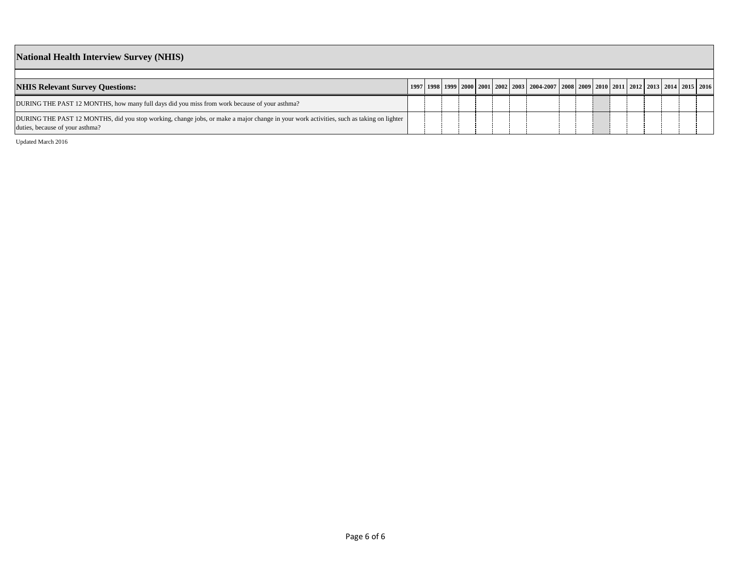## National Health Interview Survey (NHIS)

| NHIS Relevant Survey Questions: | 1997 | 1998 | 1999 | 2000 | 2001 | 2002 | 2003 | 2004-2007 | 2008 | 2009 | 2010 | 2011 | 2012 | 2013 | 2014 | 2015 | 2016 |
|---|---|---|---|---|---|---|---|---|---|---|---|---|---|---|---|---|---|
| DURING THE PAST 12 MONTHS, how many full days did you miss from work because of your asthma? | | | | | | | | | | | | | | | | | |
| DURING THE PAST 12 MONTHS, did you stop working, change jobs, or make a major change in your work activities, such as taking on lighter duties, because of your asthma? | | | | | | | | | | | | | | | | | |

Updated March 2016